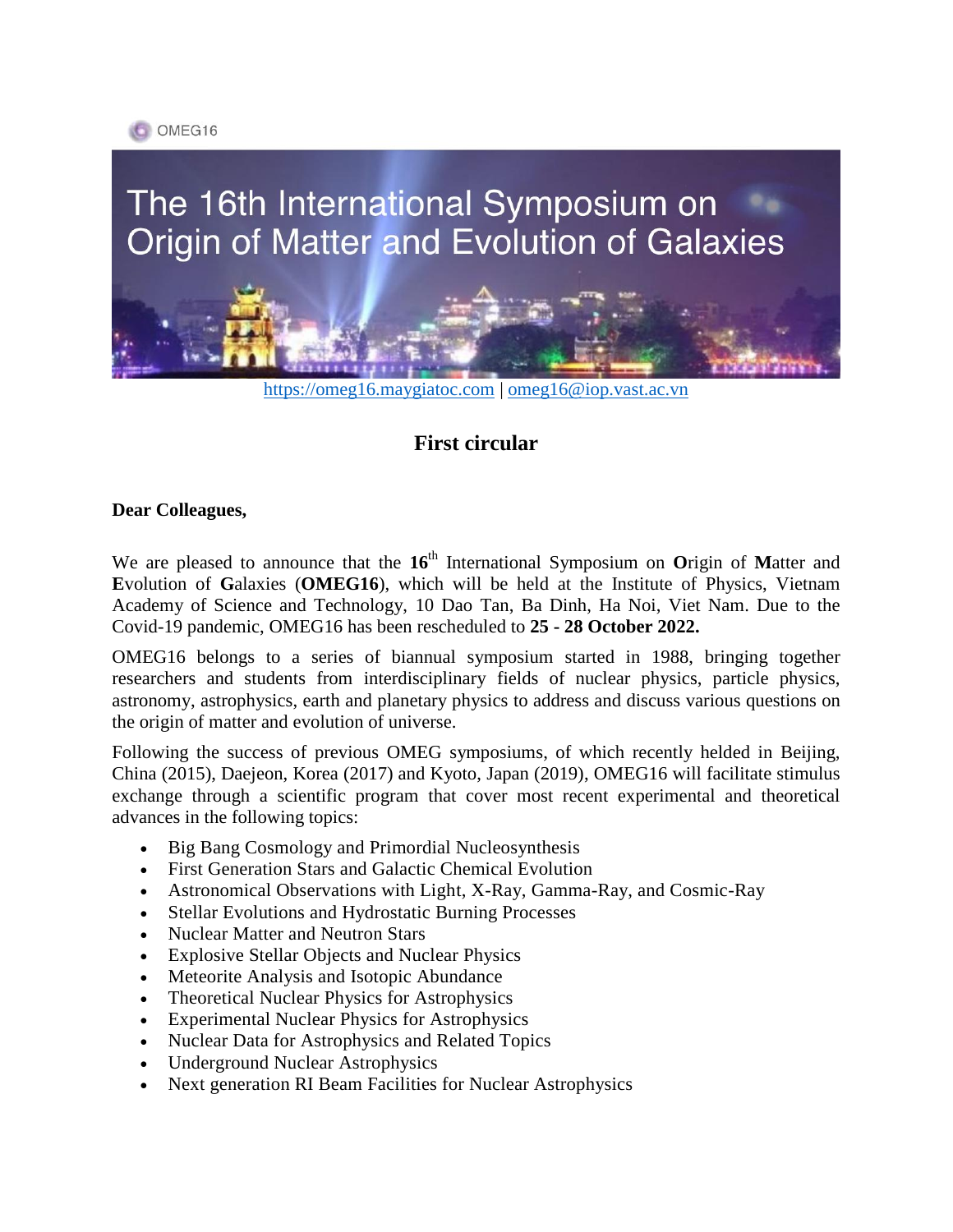OMEG16

# The 16th International Symposium on Origin of Matter and Evolution of Galaxies

https://omeg16.maygiatoc.com | omeg16@iop.vast.ac.vn

## First circular

**Dear Colleagues,**

We are pleased to announce that the **16**th International Symposium on **O**rigin of **M**atter and **E**volution of **G**alaxies (**OMEG16**), which will be held at the Institute of Physics, Vietnam Academy of Science and Technology, 10 Dao Tan, Ba Dinh, Ha Noi, Viet Nam. Due to the Covid-19 pandemic, OMEG16 has been rescheduled to **25 - 28 October 2022.**

OMEG16 belongs to a series of biannual symposium started in 1988, bringing together researchers and students from interdisciplinary fields of nuclear physics, particle physics, astronomy, astrophysics, earth and planetary physics to address and discuss various questions on the origin of matter and evolution of universe.

Following the success of previous OMEG symposiums, of which recently helded in Beijing, China (2015), Daejeon, Korea (2017) and Kyoto, Japan (2019), OMEG16 will facilitate stimulus exchange through a scientific program that cover most recent experimental and theoretical advances in the following topics:

- Big Bang Cosmology and Primordial Nucleosynthesis
- First Generation Stars and Galactic Chemical Evolution
- Astronomical Observations with Light, X-Ray, Gamma-Ray, and Cosmic-Ray
- Stellar Evolutions and Hydrostatic Burning Processes
- Nuclear Matter and Neutron Stars
- Explosive Stellar Objects and Nuclear Physics
- Meteorite Analysis and Isotopic Abundance
- Theoretical Nuclear Physics for Astrophysics
- Experimental Nuclear Physics for Astrophysics
- Nuclear Data for Astrophysics and Related Topics
- Underground Nuclear Astrophysics
- Next generation RI Beam Facilities for Nuclear Astrophysics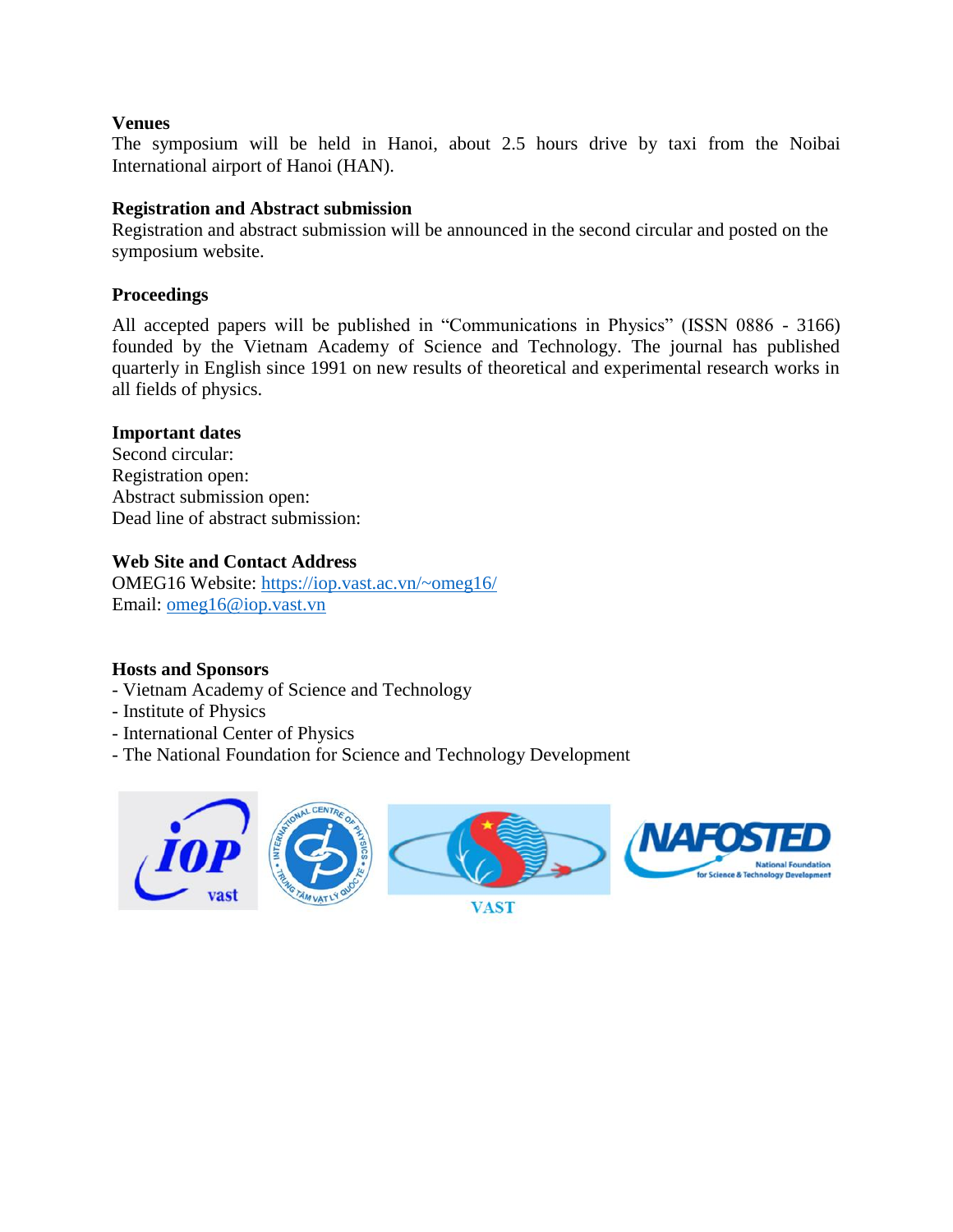### Venues

The symposium will be held in Hanoi, about 2.5 hours drive by taxi from the Noibai International airport of Hanoi (HAN).

### Registration and Abstract submission

Registration and abstract submission will be announced in the second circular and posted on the symposium website.

### Proceedings

All accepted papers will be published in "Communications in Physics" (ISSN 0886 - 3166) founded by the Vietnam Academy of Science and Technology. The journal has published quarterly in English since 1991 on new results of theoretical and experimental research works in all fields of physics.

### Important dates

Second circular:
Registration open:
Abstract submission open:
Dead line of abstract submission:

### Web Site and Contact Address

OMEG16 Website: https://iop.vast.ac.vn/~omeg16/
Email: omeg16@iop.vast.vn

### Hosts and Sponsors

- Vietnam Academy of Science and Technology
- Institute of Physics
- International Center of Physics
- The National Foundation for Science and Technology Development